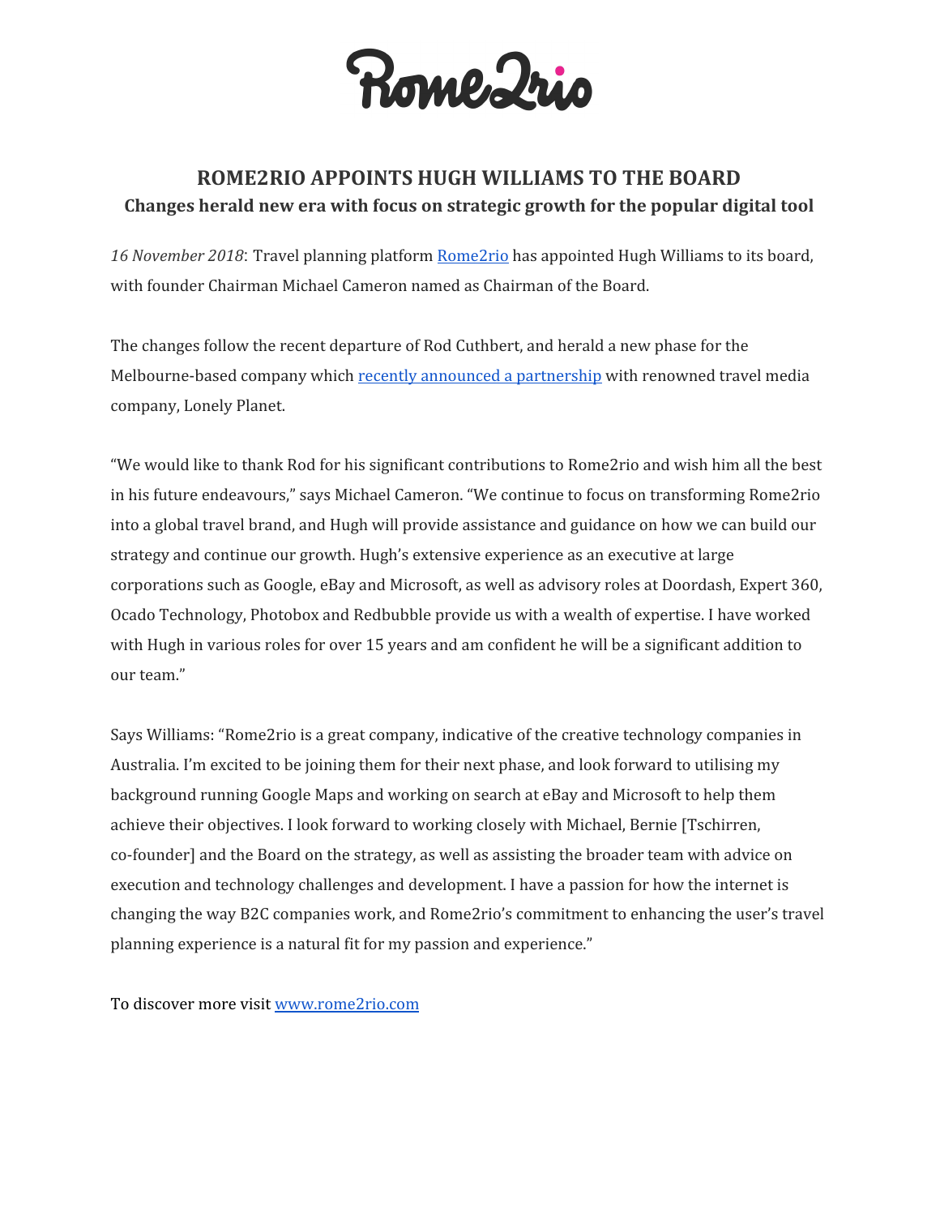Rome2rio

# ROME2RIO APPOINTS HUGH WILLIAMS TO THE BOARD

## Changes herald new era with focus on strategic growth for the popular digital tool

*16 November 2018*: Travel planning platform Rome2rio has appointed Hugh Williams to its board, with founder Chairman Michael Cameron named as Chairman of the Board.

The changes follow the recent departure of Rod Cuthbert, and herald a new phase for the Melbourne-based company which recently announced a partnership with renowned travel media company, Lonely Planet.

"We would like to thank Rod for his significant contributions to Rome2rio and wish him all the best in his future endeavours," says Michael Cameron. "We continue to focus on transforming Rome2rio into a global travel brand, and Hugh will provide assistance and guidance on how we can build our strategy and continue our growth. Hugh's extensive experience as an executive at large corporations such as Google, eBay and Microsoft, as well as advisory roles at Doordash, Expert 360, Ocado Technology, Photobox and Redbubble provide us with a wealth of expertise. I have worked with Hugh in various roles for over 15 years and am confident he will be a significant addition to our team."

Says Williams: "Rome2rio is a great company, indicative of the creative technology companies in Australia. I'm excited to be joining them for their next phase, and look forward to utilising my background running Google Maps and working on search at eBay and Microsoft to help them achieve their objectives. I look forward to working closely with Michael, Bernie [Tschirren, co-founder] and the Board on the strategy, as well as assisting the broader team with advice on execution and technology challenges and development. I have a passion for how the internet is changing the way B2C companies work, and Rome2rio's commitment to enhancing the user's travel planning experience is a natural fit for my passion and experience."

To discover more visit www.rome2rio.com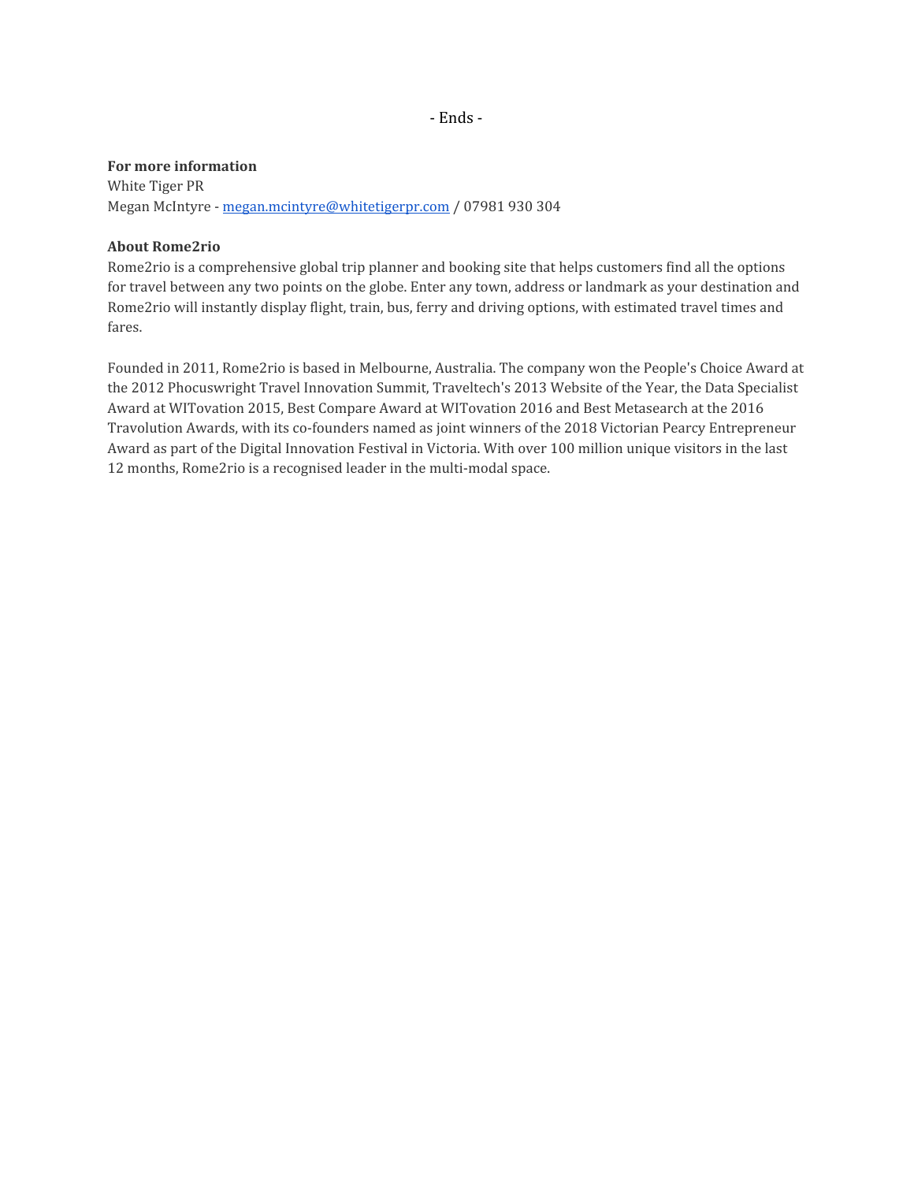- Ends -

**For more information**
White Tiger PR
Megan McIntyre - [megan.mcintyre@whitetigerpr.com](mailto:megan.mcintyre@whitetigerpr.com) / 07981 930 304

**About Rome2rio**
Rome2rio is a comprehensive global trip planner and booking site that helps customers find all the options for travel between any two points on the globe. Enter any town, address or landmark as your destination and Rome2rio will instantly display flight, train, bus, ferry and driving options, with estimated travel times and fares.

Founded in 2011, Rome2rio is based in Melbourne, Australia. The company won the People's Choice Award at the 2012 Phocuswright Travel Innovation Summit, Traveltech's 2013 Website of the Year, the Data Specialist Award at WITovation 2015, Best Compare Award at WITovation 2016 and Best Metasearch at the 2016 Travolution Awards, with its co-founders named as joint winners of the 2018 Victorian Pearcy Entrepreneur Award as part of the Digital Innovation Festival in Victoria. With over 100 million unique visitors in the last 12 months, Rome2rio is a recognised leader in the multi-modal space.